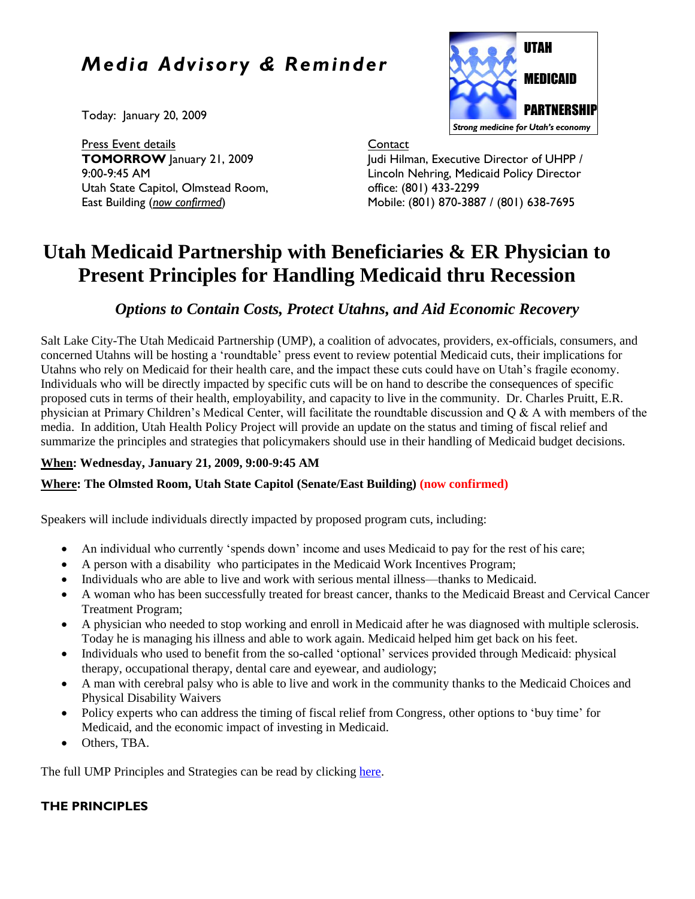# *Media Advisory & Reminder*

UTAH MEDICAID PARTNERSHIP

*Strong medicine for Utah's economy*

Today: January 20, 2009

Press Event details
**TOMORROW** January 21, 2009
9:00-9:45 AM
Utah State Capitol, Olmstead Room,
East Building (*now confirmed*)

Contact
Judi Hilman, Executive Director of UHPP /
Lincoln Nehring, Medicaid Policy Director
office: (801) 433-2299
Mobile: (801) 870-3887 / (801) 638-7695

# Utah Medicaid Partnership with Beneficiaries & ER Physician to Present Principles for Handling Medicaid thru Recession

## *Options to Contain Costs, Protect Utahns, and Aid Economic Recovery*

Salt Lake City-The Utah Medicaid Partnership (UMP), a coalition of advocates, providers, ex-officials, consumers, and concerned Utahns will be hosting a 'roundtable' press event to review potential Medicaid cuts, their implications for Utahns who rely on Medicaid for their health care, and the impact these cuts could have on Utah's fragile economy. Individuals who will be directly impacted by specific cuts will be on hand to describe the consequences of specific proposed cuts in terms of their health, employability, and capacity to live in the community. Dr. Charles Pruitt, E.R. physician at Primary Children's Medical Center, will facilitate the roundtable discussion and Q & A with members of the media. In addition, Utah Health Policy Project will provide an update on the status and timing of fiscal relief and summarize the principles and strategies that policymakers should use in their handling of Medicaid budget decisions.

**When: Wednesday, January 21, 2009, 9:00-9:45 AM**

**Where: The Olmsted Room, Utah State Capitol (Senate/East Building) (now confirmed)**

Speakers will include individuals directly impacted by proposed program cuts, including:

- An individual who currently 'spends down' income and uses Medicaid to pay for the rest of his care;
- A person with a disability who participates in the Medicaid Work Incentives Program;
- Individuals who are able to live and work with serious mental illness—thanks to Medicaid.
- A woman who has been successfully treated for breast cancer, thanks to the Medicaid Breast and Cervical Cancer Treatment Program;
- A physician who needed to stop working and enroll in Medicaid after he was diagnosed with multiple sclerosis. Today he is managing his illness and able to work again. Medicaid helped him get back on his feet.
- Individuals who used to benefit from the so-called 'optional' services provided through Medicaid: physical therapy, occupational therapy, dental care and eyewear, and audiology;
- A man with cerebral palsy who is able to live and work in the community thanks to the Medicaid Choices and Physical Disability Waivers
- Policy experts who can address the timing of fiscal relief from Congress, other options to 'buy time' for Medicaid, and the economic impact of investing in Medicaid.
- Others, TBA.

The full UMP Principles and Strategies can be read by clicking here.

**THE PRINCIPLES**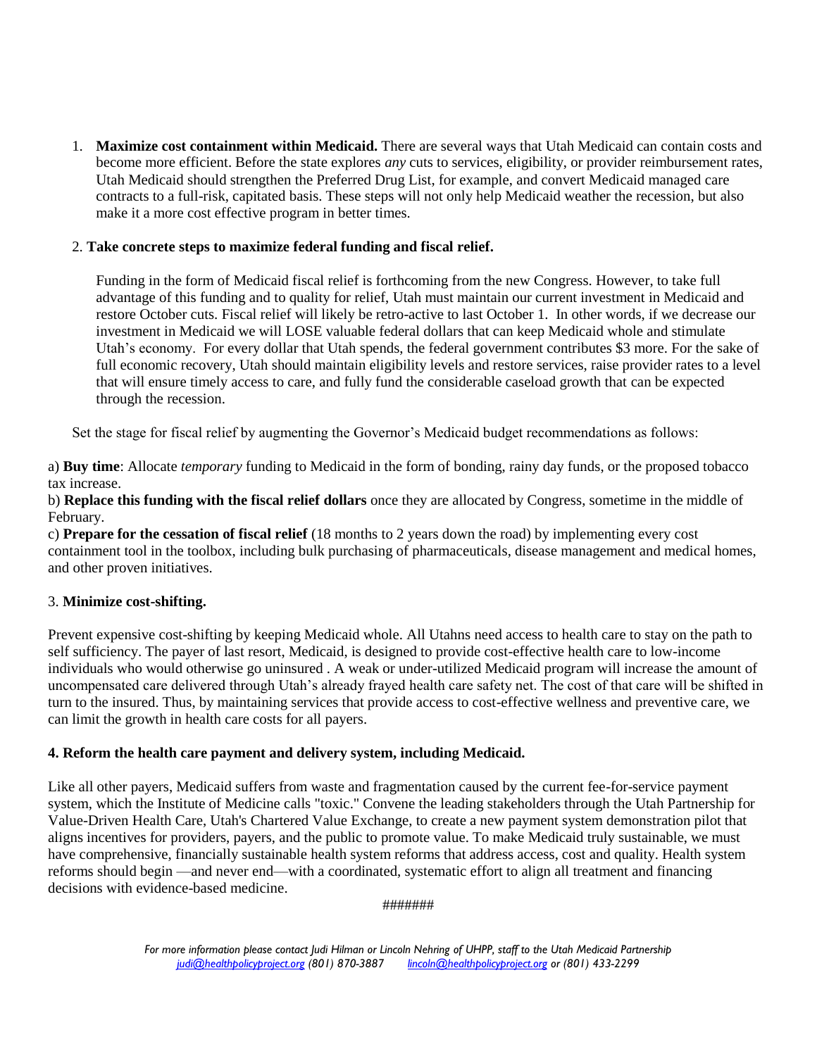1. **Maximize cost containment within Medicaid.** There are several ways that Utah Medicaid can contain costs and become more efficient. Before the state explores *any* cuts to services, eligibility, or provider reimbursement rates, Utah Medicaid should strengthen the Preferred Drug List, for example, and convert Medicaid managed care contracts to a full-risk, capitated basis. These steps will not only help Medicaid weather the recession, but also make it a more cost effective program in better times.

2. **Take concrete steps to maximize federal funding and fiscal relief.**

   Funding in the form of Medicaid fiscal relief is forthcoming from the new Congress. However, to take full advantage of this funding and to quality for relief, Utah must maintain our current investment in Medicaid and restore October cuts. Fiscal relief will likely be retro-active to last October 1. In other words, if we decrease our investment in Medicaid we will LOSE valuable federal dollars that can keep Medicaid whole and stimulate Utah's economy. For every dollar that Utah spends, the federal government contributes $3 more. For the sake of full economic recovery, Utah should maintain eligibility levels and restore services, raise provider rates to a level that will ensure timely access to care, and fully fund the considerable caseload growth that can be expected through the recession.

Set the stage for fiscal relief by augmenting the Governor's Medicaid budget recommendations as follows:

a) **Buy time**: Allocate *temporary* funding to Medicaid in the form of bonding, rainy day funds, or the proposed tobacco tax increase.
b) **Replace this funding with the fiscal relief dollars** once they are allocated by Congress, sometime in the middle of February.
c) **Prepare for the cessation of fiscal relief** (18 months to 2 years down the road) by implementing every cost containment tool in the toolbox, including bulk purchasing of pharmaceuticals, disease management and medical homes, and other proven initiatives.

3. **Minimize cost-shifting.**

Prevent expensive cost-shifting by keeping Medicaid whole. All Utahns need access to health care to stay on the path to self sufficiency. The payer of last resort, Medicaid, is designed to provide cost-effective health care to low-income individuals who would otherwise go uninsured . A weak or under-utilized Medicaid program will increase the amount of uncompensated care delivered through Utah's already frayed health care safety net. The cost of that care will be shifted in turn to the insured. Thus, by maintaining services that provide access to cost-effective wellness and preventive care, we can limit the growth in health care costs for all payers.

**4. Reform the health care payment and delivery system, including Medicaid.**

Like all other payers, Medicaid suffers from waste and fragmentation caused by the current fee-for-service payment system, which the Institute of Medicine calls "toxic." Convene the leading stakeholders through the Utah Partnership for Value-Driven Health Care, Utah's Chartered Value Exchange, to create a new payment system demonstration pilot that aligns incentives for providers, payers, and the public to promote value. To make Medicaid truly sustainable, we must have comprehensive, financially sustainable health system reforms that address access, cost and quality. Health system reforms should begin —and never end—with a coordinated, systematic effort to align all treatment and financing decisions with evidence-based medicine.

#######

*For more information please contact Judi Hilman or Lincoln Nehring of UHPP, staff to the Utah Medicaid Partnership*
*judi@healthpolicyproject.org (801) 870-3887 lincoln@healthpolicyproject.org or (801) 433-2299*